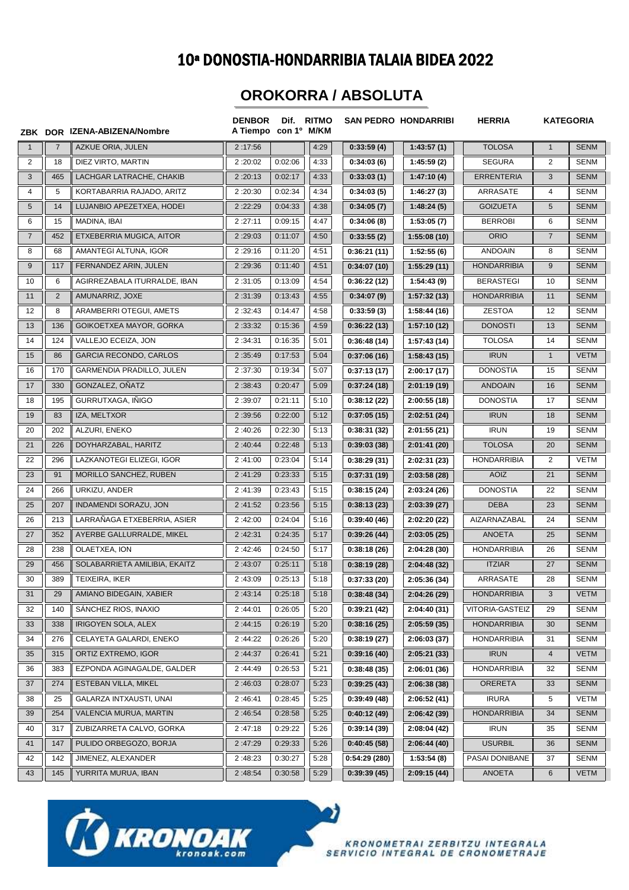# 10ª DONOSTIA-HONDARRIBIA TALAIA BIDEA 2022

## OROKORRA / ABSOLUTA

| ZBK | DOR | IZENA-ABIZENA/Nombre | DENBORA Tiempo | Dif. con 1º | RITMO M/KM | SAN PEDRO | HONDARRIBI | HERRIA | KATEGORIA | |
|---|---|---|---|---|---|---|---|---|---|---|
| 1 | 7 | AZKUE ORIA, JULEN | 2 :17:56 | | 4:29 | 0:33:59 (4) | 1:43:57 (1) | TOLOSA | 1 | SENM |
| 2 | 18 | DIEZ VIRTO, MARTIN | 2 :20:02 | 0:02:06 | 4:33 | 0:34:03 (6) | 1:45:59 (2) | SEGURA | 2 | SENM |
| 3 | 465 | LACHGAR LATRACHE, CHAKIB | 2 :20:13 | 0:02:17 | 4:33 | 0:33:03 (1) | 1:47:10 (4) | ERRENTERIA | 3 | SENM |
| 4 | 5 | KORTABARRIA RAJADO, ARITZ | 2 :20:30 | 0:02:34 | 4:34 | 0:34:03 (5) | 1:46:27 (3) | ARRASATE | 4 | SENM |
| 5 | 14 | LUJANBIO APEZETXEA, HODEI | 2 :22:29 | 0:04:33 | 4:38 | 0:34:05 (7) | 1:48:24 (5) | GOIZUETA | 5 | SENM |
| 6 | 15 | MADINA, IBAI | 2 :27:11 | 0:09:15 | 4:47 | 0:34:06 (8) | 1:53:05 (7) | BERROBI | 6 | SENM |
| 7 | 452 | ETXEBERRIA MUGICA, AITOR | 2 :29:03 | 0:11:07 | 4:50 | 0:33:55 (2) | 1:55:08 (10) | ORIO | 7 | SENM |
| 8 | 68 | AMANTEGI ALTUNA, IGOR | 2 :29:16 | 0:11:20 | 4:51 | 0:36:21 (11) | 1:52:55 (6) | ANDOAIN | 8 | SENM |
| 9 | 117 | FERNANDEZ ARIN, JULEN | 2 :29:36 | 0:11:40 | 4:51 | 0:34:07 (10) | 1:55:29 (11) | HONDARRIBIA | 9 | SENM |
| 10 | 6 | AGIRREZABALA ITURRALDE, IBAN | 2 :31:05 | 0:13:09 | 4:54 | 0:36:22 (12) | 1:54:43 (9) | BERASTEGI | 10 | SENM |
| 11 | 2 | AMUNARRIZ, JOXE | 2 :31:39 | 0:13:43 | 4:55 | 0:34:07 (9) | 1:57:32 (13) | HONDARRIBIA | 11 | SENM |
| 12 | 8 | ARAMBERRI OTEGUI, AMETS | 2 :32:43 | 0:14:47 | 4:58 | 0:33:59 (3) | 1:58:44 (16) | ZESTOA | 12 | SENM |
| 13 | 136 | GOIKOETXEA MAYOR, GORKA | 2 :33:32 | 0:15:36 | 4:59 | 0:36:22 (13) | 1:57:10 (12) | DONOSTI | 13 | SENM |
| 14 | 124 | VALLEJO ECEIZA, JON | 2 :34:31 | 0:16:35 | 5:01 | 0:36:48 (14) | 1:57:43 (14) | TOLOSA | 14 | SENM |
| 15 | 86 | GARCIA RECONDO, CARLOS | 2 :35:49 | 0:17:53 | 5:04 | 0:37:06 (16) | 1:58:43 (15) | IRUN | 1 | VETM |
| 16 | 170 | GARMENDIA PRADILLO, JULEN | 2 :37:30 | 0:19:34 | 5:07 | 0:37:13 (17) | 2:00:17 (17) | DONOSTIA | 15 | SENM |
| 17 | 330 | GONZALEZ, OÑATZ | 2 :38:43 | 0:20:47 | 5:09 | 0:37:24 (18) | 2:01:19 (19) | ANDOAIN | 16 | SENM |
| 18 | 195 | GURRUTXAGA, IÑIGO | 2 :39:07 | 0:21:11 | 5:10 | 0:38:12 (22) | 2:00:55 (18) | DONOSTIA | 17 | SENM |
| 19 | 83 | IZA, MELTXOR | 2 :39:56 | 0:22:00 | 5:12 | 0:37:05 (15) | 2:02:51 (24) | IRUN | 18 | SENM |
| 20 | 202 | ALZURI, ENEKO | 2 :40:26 | 0:22:30 | 5:13 | 0:38:31 (32) | 2:01:55 (21) | IRUN | 19 | SENM |
| 21 | 226 | DOYHARZABAL, HARITZ | 2 :40:44 | 0:22:48 | 5:13 | 0:39:03 (38) | 2:01:41 (20) | TOLOSA | 20 | SENM |
| 22 | 296 | LAZKANOTEGI ELIZEGI, IGOR | 2 :41:00 | 0:23:04 | 5:14 | 0:38:29 (31) | 2:02:31 (23) | HONDARRIBIA | 2 | VETM |
| 23 | 91 | MORILLO SANCHEZ, RUBEN | 2 :41:29 | 0:23:33 | 5:15 | 0:37:31 (19) | 2:03:58 (28) | AOIZ | 21 | SENM |
| 24 | 266 | URKIZU, ANDER | 2 :41:39 | 0:23:43 | 5:15 | 0:38:15 (24) | 2:03:24 (26) | DONOSTIA | 22 | SENM |
| 25 | 207 | INDAMENDI SORAZU, JON | 2 :41:52 | 0:23:56 | 5:15 | 0:38:13 (23) | 2:03:39 (27) | DEBA | 23 | SENM |
| 26 | 213 | LARRAÑAGA ETXEBERRIA, ASIER | 2 :42:00 | 0:24:04 | 5:16 | 0:39:40 (46) | 2:02:20 (22) | AIZARNAZABAL | 24 | SENM |
| 27 | 352 | AYERBE GALLURRALDE, MIKEL | 2 :42:31 | 0:24:35 | 5:17 | 0:39:26 (44) | 2:03:05 (25) | ANOETA | 25 | SENM |
| 28 | 238 | OLAETXEA, ION | 2 :42:46 | 0:24:50 | 5:17 | 0:38:18 (26) | 2:04:28 (30) | HONDARRIBIA | 26 | SENM |
| 29 | 456 | SOLABARRIETA AMILIBIA, EKAITZ | 2 :43:07 | 0:25:11 | 5:18 | 0:38:19 (28) | 2:04:48 (32) | ITZIAR | 27 | SENM |
| 30 | 389 | TEIXEIRA, IKER | 2 :43:09 | 0:25:13 | 5:18 | 0:37:33 (20) | 2:05:36 (34) | ARRASATE | 28 | SENM |
| 31 | 29 | AMIANO BIDEGAIN, XABIER | 2 :43:14 | 0:25:18 | 5:18 | 0:38:48 (34) | 2:04:26 (29) | HONDARRIBIA | 3 | VETM |
| 32 | 140 | SÁNCHEZ RIOS, INAXIO | 2 :44:01 | 0:26:05 | 5:20 | 0:39:21 (42) | 2:04:40 (31) | VITORIA-GASTEIZ | 29 | SENM |
| 33 | 338 | IRIGOYEN SOLA, ALEX | 2 :44:15 | 0:26:19 | 5:20 | 0:38:16 (25) | 2:05:59 (35) | HONDARRIBIA | 30 | SENM |
| 34 | 276 | CELAYETA GALARDI, ENEKO | 2 :44:22 | 0:26:26 | 5:20 | 0:38:19 (27) | 2:06:03 (37) | HONDARRIBIA | 31 | SENM |
| 35 | 315 | ORTIZ EXTREMO, IGOR | 2 :44:37 | 0:26:41 | 5:21 | 0:39:16 (40) | 2:05:21 (33) | IRUN | 4 | VETM |
| 36 | 383 | EZPONDA AGINAGALDE, GALDER | 2 :44:49 | 0:26:53 | 5:21 | 0:38:48 (35) | 2:06:01 (36) | HONDARRIBIA | 32 | SENM |
| 37 | 274 | ESTEBAN VILLA, MIKEL | 2 :46:03 | 0:28:07 | 5:23 | 0:39:25 (43) | 2:06:38 (38) | ORERETA | 33 | SENM |
| 38 | 25 | GALARZA INTXAUSTI, UNAI | 2 :46:41 | 0:28:45 | 5:25 | 0:39:49 (48) | 2:06:52 (41) | IRURA | 5 | VETM |
| 39 | 254 | VALENCIA MURUA, MARTIN | 2 :46:54 | 0:28:58 | 5:25 | 0:40:12 (49) | 2:06:42 (39) | HONDARRIBIA | 34 | SENM |
| 40 | 317 | ZUBIZARRETA CALVO, GORKA | 2 :47:18 | 0:29:22 | 5:26 | 0:39:14 (39) | 2:08:04 (42) | IRUN | 35 | SENM |
| 41 | 147 | PULIDO ORBEGOZO, BORJA | 2 :47:29 | 0:29:33 | 5:26 | 0:40:45 (58) | 2:06:44 (40) | USURBIL | 36 | SENM |
| 42 | 142 | JIMENEZ, ALEXANDER | 2 :48:23 | 0:30:27 | 5:28 | 0:54:29 (280) | 1:53:54 (8) | PASAI DONIBANE | 37 | SENM |
| 43 | 145 | YURRITA MURUA, IBAN | 2 :48:54 | 0:30:58 | 5:29 | 0:39:39 (45) | 2:09:15 (44) | ANOETA | 6 | VETM |

KRONOAK kronoak.com

KRONOMETRAI ZERBITZU INTEGRALA
SERVICIO INTEGRAL DE CRONOMETRAJE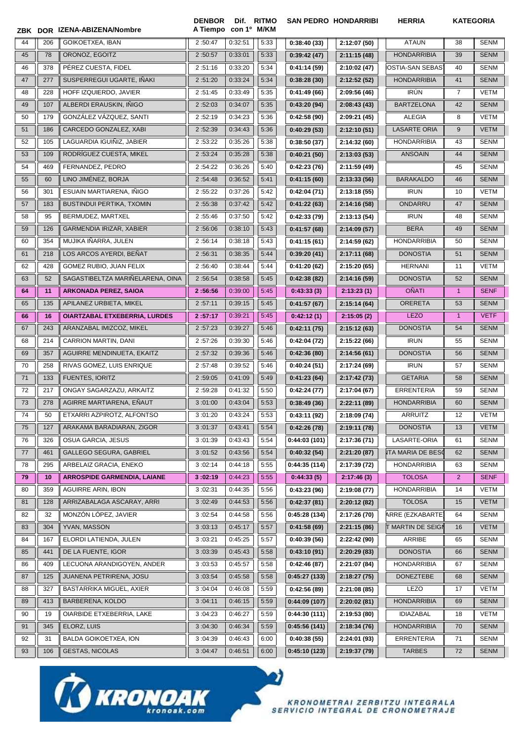| ZBK | DOR | IZENA-ABIZENA/Nombre | DENBOR A Tiempo | Dif. con 1º | RITMO M/KM | SAN PEDRO | HONDARRIBI | HERRIA | KATEGORIA | |
|---|---|---|---|---|---|---|---|---|---|---|
| 44 | 206 | GOIKOETXEA, IBAN | 2:50:47 | 0:32:51 | 5:33 | 0:38:40 (33) | 2:12:07 (50) | ATAUN | 38 | SENM |
| 45 | 78 | ORONOZ, EGOITZ | 2:50:57 | 0:33:01 | 5:33 | 0:39:42 (47) | 2:11:15 (48) | HONDARRIBIA | 39 | SENM |
| 46 | 378 | PÉREZ CUESTA, FIDEL | 2:51:16 | 0:33:20 | 5:34 | 0:41:14 (59) | 2:10:02 (47) | OSTIA-SAN SEBAS | 40 | SENM |
| 47 | 277 | SUSPERREGUI UGARTE, IÑAKI | 2:51:20 | 0:33:24 | 5:34 | 0:38:28 (30) | 2:12:52 (52) | HONDARRIBIA | 41 | SENM |
| 48 | 228 | HOFF IZQUIERDO, JAVIER | 2:51:45 | 0:33:49 | 5:35 | 0:41:49 (66) | 2:09:56 (46) | IRÚN | 7 | VETM |
| 49 | 107 | ALBERDI ERAUSKIN, IÑIGO | 2:52:03 | 0:34:07 | 5:35 | 0:43:20 (94) | 2:08:43 (43) | BARTZELONA | 42 | SENM |
| 50 | 179 | GONZÁLEZ VÁZQUEZ, SANTI | 2:52:19 | 0:34:23 | 5:36 | 0:42:58 (90) | 2:09:21 (45) | ALEGIA | 8 | VETM |
| 51 | 186 | CARCEDO GONZALEZ, XABI | 2:52:39 | 0:34:43 | 5:36 | 0:40:29 (53) | 2:12:10 (51) | LASARTE ORIA | 9 | VETM |
| 52 | 105 | LAGUARDIA IGUIÑIZ, JABIER | 2:53:22 | 0:35:26 | 5:38 | 0:38:50 (37) | 2:14:32 (60) | HONDARRIBIA | 43 | SENM |
| 53 | 109 | RODRÍGUEZ CUESTA, MIKEL | 2:53:24 | 0:35:28 | 5:38 | 0:40:21 (50) | 2:13:03 (53) | ANSOAIN | 44 | SENM |
| 54 | 469 | FERNANDEZ, PEDRO | 2:54:22 | 0:36:26 | 5:40 | 0:42:23 (76) | 2:11:59 (49) | | 45 | SENM |
| 55 | 60 | LINO JIMÉNEZ, BORJA | 2:54:48 | 0:36:52 | 5:41 | 0:41:15 (60) | 2:13:33 (56) | BARAKALDO | 46 | SENM |
| 56 | 301 | ESUAIN MARTIARENA, IÑIGO | 2:55:22 | 0:37:26 | 5:42 | 0:42:04 (71) | 2:13:18 (55) | IRUN | 10 | VETM |
| 57 | 183 | BUSTINDUI PERTIKA, TXOMIN | 2:55:38 | 0:37:42 | 5:42 | 0:41:22 (63) | 2:14:16 (58) | ONDARRU | 47 | SENM |
| 58 | 95 | BERMUDEZ, MARTXEL | 2:55:46 | 0:37:50 | 5:42 | 0:42:33 (79) | 2:13:13 (54) | IRUN | 48 | SENM |
| 59 | 126 | GARMENDIA IRIZAR, XABIER | 2:56:06 | 0:38:10 | 5:43 | 0:41:57 (68) | 2:14:09 (57) | BERA | 49 | SENM |
| 60 | 354 | MUJIKA IÑARRA, JULEN | 2:56:14 | 0:38:18 | 5:43 | 0:41:15 (61) | 2:14:59 (62) | HONDARRIBIA | 50 | SENM |
| 61 | 218 | LOS ARCOS AYERDI, BEÑAT | 2:56:31 | 0:38:35 | 5:44 | 0:39:20 (41) | 2:17:11 (68) | DONOSTIA | 51 | SENM |
| 62 | 428 | GOMEZ RUBIO, JUAN FELIX | 2:56:40 | 0:38:44 | 5:44 | 0:41:20 (62) | 2:15:20 (65) | HERNANI | 11 | VETM |
| 63 | 52 | SAGASTIBELTZA MARIÑELARENA, OINA | 2:56:54 | 0:38:58 | 5:45 | 0:42:38 (82) | 2:14:16 (59) | DONOSTIA | 52 | SENM |
| **64** | **11** | **ARKONADA PEREZ, SAIOA** | **2:56:56** | 0:39:00 | 5:45 | **0:43:33 (3)** | **2:13:23 (1)** | OÑATI | 1 | SENF |
| 65 | 135 | APILANEZ URBIETA, MIKEL | 2:57:11 | 0:39:15 | 5:45 | 0:41:57 (67) | 2:15:14 (64) | ORERETA | 53 | SENM |
| **66** | **16** | **OIARTZABAL ETXEBERRIA, LURDES** | **2:57:17** | 0:39:21 | 5:45 | **0:42:12 (1)** | **2:15:05 (2)** | LEZO | 1 | VETF |
| 67 | 243 | ARANZABAL IMIZCOZ, MIKEL | 2:57:23 | 0:39:27 | 5:46 | 0:42:11 (75) | 2:15:12 (63) | DONOSTIA | 54 | SENM |
| 68 | 214 | CARRION MARTIN, DANI | 2:57:26 | 0:39:30 | 5:46 | 0:42:04 (72) | 2:15:22 (66) | IRUN | 55 | SENM |
| 69 | 357 | AGUIRRE MENDINUETA, EKAITZ | 2:57:32 | 0:39:36 | 5:46 | 0:42:36 (80) | 2:14:56 (61) | DONOSTIA | 56 | SENM |
| 70 | 258 | RIVAS GOMEZ, LUIS ENRIQUE | 2:57:48 | 0:39:52 | 5:46 | 0:40:24 (51) | 2:17:24 (69) | IRUN | 57 | SENM |
| 71 | 133 | FUENTES, IORITZ | 2:59:05 | 0:41:09 | 5:49 | 0:41:23 (64) | 2:17:42 (73) | GETARIA | 58 | SENM |
| 72 | 217 | ONGAY SAGARZAZU, ARKAITZ | 2:59:28 | 0:41:32 | 5:50 | 0:42:24 (77) | 2:17:04 (67) | ERRENTERIA | 59 | SENM |
| 73 | 278 | AGIRRE MARTIARENA, EÑAUT | 3:01:00 | 0:43:04 | 5:53 | 0:38:49 (36) | 2:22:11 (89) | HONDARRIBIA | 60 | SENM |
| 74 | 50 | ETXARRI AZPIROTZ, ALFONTSO | 3:01:20 | 0:43:24 | 5:53 | 0:43:11 (92) | 2:18:09 (74) | ARRUITZ | 12 | VETM |
| 75 | 127 | ARAKAMA BARADIARAN, ZIGOR | 3:01:37 | 0:43:41 | 5:54 | 0:42:26 (78) | 2:19:11 (78) | DONOSTIA | 13 | VETM |
| 76 | 326 | OSUA GARCIA, JESUS | 3:01:39 | 0:43:43 | 5:54 | 0:44:03 (101) | 2:17:36 (71) | LASARTE-ORIA | 61 | SENM |
| 77 | 461 | GALLEGO SEGURA, GABRIEL | 3:01:52 | 0:43:56 | 5:54 | 0:40:32 (54) | 2:21:20 (87) | ITA MARIA DE BES( | 62 | SENM |
| 78 | 295 | ARBELAIZ GRACIA, ENEKO | 3:02:14 | 0:44:18 | 5:55 | 0:44:35 (114) | 2:17:39 (72) | HONDARRIBIA | 63 | SENM |
| **79** | **10** | **ARROSPIDE GARMENDIA, LAIANE** | **3:02:19** | 0:44:23 | 5:55 | **0:44:33 (5)** | **2:17:46 (3)** | TOLOSA | 2 | SENF |
| 80 | 359 | AGUIRRE ARIN, IBON | 3:02:31 | 0:44:35 | 5:56 | 0:43:23 (96) | 2:19:08 (77) | HONDARRIBIA | 14 | VETM |
| 81 | 128 | ARRIZABALAGA ASCARAY, ARRI | 3:02:49 | 0:44:53 | 5:56 | 0:42:37 (81) | 2:20:12 (82) | TOLOSA | 15 | VETM |
| 82 | 32 | MONZÓN LÓPEZ, JAVIER | 3:02:54 | 0:44:58 | 5:56 | 0:45:28 (134) | 2:17:26 (70) | ARRE (EZKABARTE) | 64 | SENM |
| 83 | 304 | YVAN, MASSON | 3:03:13 | 0:45:17 | 5:57 | 0:41:58 (69) | 2:21:15 (86) | T MARTIN DE SEIGN | 16 | VETM |
| 84 | 167 | ELORDI LATIENDA, JULEN | 3:03:21 | 0:45:25 | 5:57 | 0:40:39 (56) | 2:22:42 (90) | ARRIBE | 65 | SENM |
| 85 | 441 | DE LA FUENTE, IGOR | 3:03:39 | 0:45:43 | 5:58 | 0:43:10 (91) | 2:20:29 (83) | DONOSTIA | 66 | SENM |
| 86 | 409 | LECUONA ARANDIGOYEN, ANDER | 3:03:53 | 0:45:57 | 5:58 | 0:42:46 (87) | 2:21:07 (84) | HONDARRIBIA | 67 | SENM |
| 87 | 125 | JUANENA PETRIRENA, JOSU | 3:03:54 | 0:45:58 | 5:58 | 0:45:27 (133) | 2:18:27 (75) | DONEZTEBE | 68 | SENM |
| 88 | 327 | BASTARRIKA MIGUEL, AXIER | 3:04:04 | 0:46:08 | 5:59 | 0:42:56 (89) | 2:21:08 (85) | LEZO | 17 | VETM |
| 89 | 413 | BARBERENA, KOLDO | 3:04:11 | 0:46:15 | 5:59 | 0:44:09 (107) | 2:20:02 (81) | HONDARRIBIA | 69 | SENM |
| 90 | 19 | OIARBIDE ETXEBERRIA, LAKE | 3:04:23 | 0:46:27 | 5:59 | 0:44:30 (111) | 2:19:53 (80) | IDIAZABAL | 18 | VETM |
| 91 | 345 | ELORZ, LUIS | 3:04:30 | 0:46:34 | 5:59 | 0:45:56 (141) | 2:18:34 (76) | HONDARRIBIA | 70 | SENM |
| 92 | 31 | BALDA GOIKOETXEA, ION | 3:04:39 | 0:46:43 | 6:00 | 0:40:38 (55) | 2:24:01 (93) | ERRENTERIA | 71 | SENM |
| 93 | 106 | GESTAS, NICOLAS | 3:04:47 | 0:46:51 | 6:00 | 0:45:10 (123) | 2:19:37 (79) | TARBES | 72 | SENM |

KRONOAK kronoak.com

KRONOMETRAI ZERBITZU INTEGRALA
SERVICIO INTEGRAL DE CRONOMETRAJE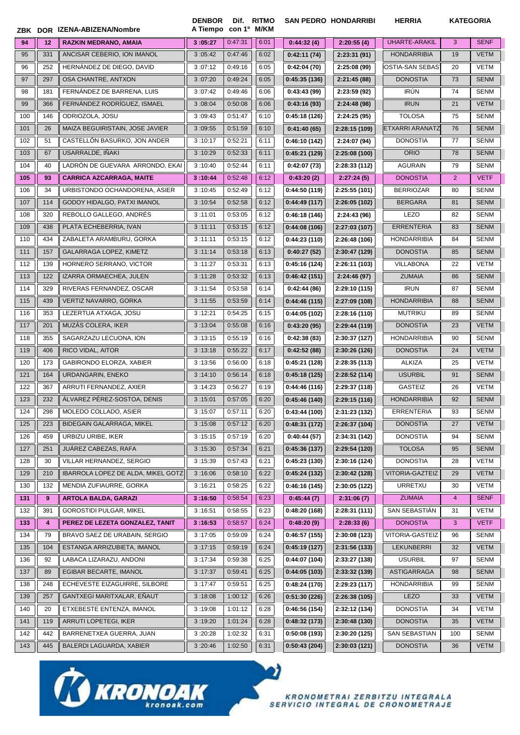| ZBK | DOR | IZENA-ABIZENA/Nombre | DENBOR A Tiempo | Dif. con 1º | RITMO M/KM | SAN PEDRO | HONDARRIBI | HERRIA | KATEGORIA | |
|---|---|---|---|---|---|---|---|---|---|---|
| **94** | **12** | **RAZKIN MEDRANO, AMAIA** | **3 :05:27** | 0:47:31 | 6:01 | **0:44:32 (4)** | **2:20:55 (4)** | UHARTE-ARAKIL | 3 | SENF |
| 95 | 331 | ANCISAR CEBERIO, ION IMANOL | 3 :05:42 | 0:47:46 | 6:02 | 0:42:11 (74) | 2:23:31 (91) | HONDARRIBIA | 19 | VETM |
| 96 | 252 | HERNÁNDEZ DE DIEGO, DAVID | 3 :07:12 | 0:49:16 | 6:05 | 0:42:04 (70) | 2:25:08 (99) | OSTIA-SAN SEBAS | 20 | VETM |
| 97 | 297 | OSA CHANTRE, ANTXON | 3 :07:20 | 0:49:24 | 6:05 | 0:45:35 (136) | 2:21:45 (88) | DONOSTIA | 73 | SENM |
| 98 | 181 | FERNÁNDEZ DE BARRENA, LUIS | 3 :07:42 | 0:49:46 | 6:06 | 0:43:43 (99) | 2:23:59 (92) | IRÚN | 74 | SENM |
| 99 | 366 | FERNÁNDEZ RODRÍGUEZ, ISMAEL | 3 :08:04 | 0:50:08 | 6:06 | 0:43:16 (93) | 2:24:48 (98) | IRUN | 21 | VETM |
| 100 | 146 | ODRIOZOLA, JOSU | 3 :09:43 | 0:51:47 | 6:10 | 0:45:18 (126) | 2:24:25 (95) | TOLOSA | 75 | SENM |
| 101 | 26 | MAIZA BEGUIRISTAIN, JOSE JAVIER | 3 :09:55 | 0:51:59 | 6:10 | 0:41:40 (65) | 2:28:15 (109) | ETXARRI ARANATZ | 76 | SENM |
| 102 | 51 | CASTELLÓN BASURKO, JON ANDER | 3 :10:17 | 0:52:21 | 6:11 | 0:46:10 (142) | 2:24:07 (94) | DONOSTIA | 77 | SENM |
| 103 | 67 | USARRALDE, IÑAKI | 3 :10:29 | 0:52:33 | 6:11 | 0:45:21 (129) | 2:25:08 (100) | ORIO | 78 | SENM |
| 104 | 40 | LADRÓN DE GUEVARA ARRONDO, EKAI | 3 :10:40 | 0:52:44 | 6:11 | 0:42:07 (73) | 2:28:33 (112) | AGURAIN | 79 | SENM |
| **105** | **93** | **CARRICA AZCARRAGA, MAITE** | **3 :10:44** | 0:52:48 | 6:12 | **0:43:20 (2)** | **2:27:24 (5)** | DONOSTIA | 2 | VETF |
| 106 | 34 | URBISTONDO OCHANDORENA, ASIER | 3 :10:45 | 0:52:49 | 6:12 | 0:44:50 (119) | 2:25:55 (101) | BERRIOZAR | 80 | SENM |
| 107 | 114 | GODOY HIDALGO, PATXI IMANOL | 3 :10:54 | 0:52:58 | 6:12 | 0:44:49 (117) | 2:26:05 (102) | BERGARA | 81 | SENM |
| 108 | 320 | REBOLLO GALLEGO, ANDRÉS | 3 :11:01 | 0:53:05 | 6:12 | 0:46:18 (146) | 2:24:43 (96) | LEZO | 82 | SENM |
| 109 | 438 | PLATA ECHEBERRIA, IVAN | 3 :11:11 | 0:53:15 | 6:12 | 0:44:08 (106) | 2:27:03 (107) | ERRENTERIA | 83 | SENM |
| 110 | 434 | ZABALETA ARAMBURU, GORKA | 3 :11:11 | 0:53:15 | 6:12 | 0:44:23 (110) | 2:26:48 (106) | HONDARRIBIA | 84 | SENM |
| 111 | 157 | GALARRAGA LOPEZ, KIMETZ | 3 :11:14 | 0:53:18 | 6:13 | 0:40:27 (52) | 2:30:47 (129) | DONOSTIA | 85 | SENM |
| 112 | 139 | HORNERO SERRANO, VICTOR | 3 :11:27 | 0:53:31 | 6:13 | 0:45:16 (124) | 2:26:11 (103) | VILLABONA | 22 | VETM |
| 113 | 122 | IZARRA ORMAECHEA, JULEN | 3 :11:28 | 0:53:32 | 6:13 | 0:46:42 (151) | 2:24:46 (97) | ZUMAIA | 86 | SENM |
| 114 | 329 | RIVERAS FERNANDEZ, OSCAR | 3 :11:54 | 0:53:58 | 6:14 | 0:42:44 (86) | 2:29:10 (115) | IRUN | 87 | SENM |
| 115 | 439 | VERTIZ NAVARRO, GORKA | 3 :11:55 | 0:53:59 | 6:14 | 0:44:46 (115) | 2:27:09 (108) | HONDARRIBIA | 88 | SENM |
| 116 | 353 | LEZERTUA ATXAGA, JOSU | 3 :12:21 | 0:54:25 | 6:15 | 0:44:05 (102) | 2:28:16 (110) | MUTRIKU | 89 | SENM |
| 117 | 201 | MUZÁS COLERA, IKER | 3 :13:04 | 0:55:08 | 6:16 | 0:43:20 (95) | 2:29:44 (119) | DONOSTIA | 23 | VETM |
| 118 | 355 | SAGARZAZU LECUONA, ION | 3 :13:15 | 0:55:19 | 6:16 | 0:42:38 (83) | 2:30:37 (127) | HONDARRIBIA | 90 | SENM |
| 119 | 406 | RICO VIDAL, AITOR | 3 :13:18 | 0:55:22 | 6:17 | 0:42:52 (88) | 2:30:26 (126) | DONOSTIA | 24 | VETM |
| 120 | 173 | GABIRONDO ELORZA, XABIER | 3 :13:56 | 0:56:00 | 6:18 | 0:45:21 (128) | 2:28:35 (113) | ALKIZA | 25 | VETM |
| 121 | 164 | URDANGARIN, ENEKO | 3 :14:10 | 0:56:14 | 6:18 | 0:45:18 (125) | 2:28:52 (114) | USURBIL | 91 | SENM |
| 122 | 367 | ARRUTI FERNANDEZ, AXIER | 3 :14:23 | 0:56:27 | 6:19 | 0:44:46 (116) | 2:29:37 (118) | GASTEIZ | 26 | VETM |
| 123 | 232 | ÁLVAREZ PÉREZ-SOSTOA, DENIS | 3 :15:01 | 0:57:05 | 6:20 | 0:45:46 (140) | 2:29:15 (116) | HONDARRIBIA | 92 | SENM |
| 124 | 298 | MOLEDO COLLADO, ASIER | 3 :15:07 | 0:57:11 | 6:20 | 0:43:44 (100) | 2:31:23 (132) | ERRENTERIA | 93 | SENM |
| 125 | 223 | BIDEGAIN GALARRAGA, MIKEL | 3 :15:08 | 0:57:12 | 6:20 | 0:48:31 (172) | 2:26:37 (104) | DONOSTIA | 27 | VETM |
| 126 | 459 | URBIZU URIBE, IKER | 3 :15:15 | 0:57:19 | 6:20 | 0:40:44 (57) | 2:34:31 (142) | DONOSTIA | 94 | SENM |
| 127 | 251 | JUÁREZ CABEZAS, RAFA | 3 :15:30 | 0:57:34 | 6:21 | 0:45:36 (137) | 2:29:54 (120) | TOLOSA | 95 | SENM |
| 128 | 30 | VILLAR HERNANDEZ, SERGIO | 3 :15:39 | 0:57:43 | 6:21 | 0:45:23 (130) | 2:30:16 (124) | DONOSTIA | 28 | VETM |
| 129 | 210 | IBARROLA LOPEZ DE ALDA, MIKEL GOTZ | 3 :16:06 | 0:58:10 | 6:22 | 0:45:24 (132) | 2:30:42 (128) | VITORIA-GAZTEIZ | 29 | VETM |
| 130 | 132 | MENDIA ZUFIAURRE, GORKA | 3 :16:21 | 0:58:25 | 6:22 | 0:46:16 (145) | 2:30:05 (122) | URRETXU | 30 | VETM |
| **131** | **9** | **ARTOLA BALDA, GARAZI** | **3 :16:50** | 0:58:54 | 6:23 | **0:45:44 (7)** | **2:31:06 (7)** | ZUMAIA | 4 | SENF |
| 132 | 391 | GOROSTIDI PULGAR, MIKEL | 3 :16:51 | 0:58:55 | 6:23 | 0:48:20 (168) | 2:28:31 (111) | SAN SEBASTIÁN | 31 | VETM |
| **133** | **4** | **PEREZ DE LEZETA GONZALEZ, TANIT** | **3 :16:53** | 0:58:57 | 6:24 | **0:48:20 (9)** | **2:28:33 (6)** | DONOSTIA | 3 | VETF |
| 134 | 79 | BRAVO SAEZ DE URABAIN, SERGIO | 3 :17:05 | 0:59:09 | 6:24 | 0:46:57 (155) | 2:30:08 (123) | VITORIA-GASTEIZ | 96 | SENM |
| 135 | 104 | ESTANGA ARRIZUBIETA, IMANOL | 3 :17:15 | 0:59:19 | 6:24 | 0:45:19 (127) | 2:31:56 (133) | LEKUNBERRI | 32 | VETM |
| 136 | 92 | LABACA LIZARAZU, ANDONI | 3 :17:34 | 0:59:38 | 6:25 | 0:44:07 (104) | 2:33:27 (138) | USURBIL | 97 | SENM |
| 137 | 89 | EGIBAR BECARTE, IMANOL | 3 :17:37 | 0:59:41 | 6:25 | 0:44:05 (103) | 2:33:32 (139) | ASTIGARRAGA | 98 | SENM |
| 138 | 248 | ECHEVESTE EIZAGUIRRE, SILBORE | 3 :17:47 | 0:59:51 | 6:25 | 0:48:24 (170) | 2:29:23 (117) | HONDARRIBIA | 99 | SENM |
| 139 | 257 | GANTXEGI MARITXALAR, EÑAUT | 3 :18:08 | 1:00:12 | 6:26 | 0:51:30 (226) | 2:26:38 (105) | LEZO | 33 | VETM |
| 140 | 20 | ETXEBESTE ENTENZA, IMANOL | 3 :19:08 | 1:01:12 | 6:28 | 0:46:56 (154) | 2:32:12 (134) | DONOSTIA | 34 | VETM |
| 141 | 119 | ARRUTI LOPETEGI, IKER | 3 :19:20 | 1:01:24 | 6:28 | 0:48:32 (173) | 2:30:48 (130) | DONOSTIA | 35 | VETM |
| 142 | 442 | BARRENETXEA GUERRA, JUAN | 3 :20:28 | 1:02:32 | 6:31 | 0:50:08 (193) | 2:30:20 (125) | SAN SEBASTIAN | 100 | SENM |
| 143 | 445 | BALERDI LAGUARDA, XABIER | 3 :20:46 | 1:02:50 | 6:31 | 0:50:43 (204) | 2:30:03 (121) | DONOSTIA | 36 | VETM |

KRONOAK kronoak.com

KRONOMETRAI ZERBITZU INTEGRALA
SERVICIO INTEGRAL DE CRONOMETRAJE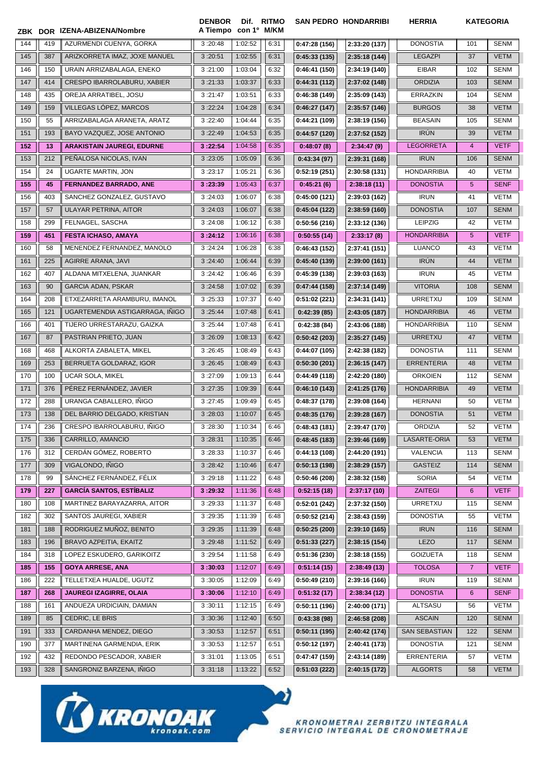| ZBK | DOR | IZENA-ABIZENA/Nombre | DENBOR A Tiempo | Dif. con 1º | RITMO M/KM | SAN PEDRO | HONDARRIBI | HERRIA | KATEGORIA | |
|---|---|---|---|---|---|---|---|---|---|---|
| 144 | 419 | AZURMENDI CUENYA, GORKA | 3 :20:48 | 1:02:52 | 6:31 | 0:47:28 (156) | 2:33:20 (137) | DONOSTIA | 101 | SENM |
| 145 | 387 | ARIZKORRETA IMAZ, JOXE MANUEL | 3 :20:51 | 1:02:55 | 6:31 | 0:45:33 (135) | 2:35:18 (144) | LEGAZPI | 37 | VETM |
| 146 | 150 | URAIN ARRIZABALAGA, ENEKO | 3 :21:00 | 1:03:04 | 6:32 | 0:46:41 (150) | 2:34:19 (140) | EIBAR | 102 | SENM |
| 147 | 414 | CRESPO IBARROLABURU, XABIER | 3 :21:33 | 1:03:37 | 6:33 | 0:44:31 (112) | 2:37:02 (148) | ORDIZIA | 103 | SENM |
| 148 | 435 | OREJA ARRATIBEL, JOSU | 3 :21:47 | 1:03:51 | 6:33 | 0:46:38 (149) | 2:35:09 (143) | ERRAZKIN | 104 | SENM |
| 149 | 159 | VILLEGAS LÓPEZ, MARCOS | 3 :22:24 | 1:04:28 | 6:34 | 0:46:27 (147) | 2:35:57 (146) | BURGOS | 38 | VETM |
| 150 | 55 | ARRIZABALAGA ARANETA, ARATZ | 3 :22:40 | 1:04:44 | 6:35 | 0:44:21 (109) | 2:38:19 (156) | BEASAIN | 105 | SENM |
| 151 | 193 | BAYO VAZQUEZ, JOSE ANTONIO | 3 :22:49 | 1:04:53 | 6:35 | 0:44:57 (120) | 2:37:52 (152) | IRÚN | 39 | VETM |
| **152** | **13** | **ARAKISTAIN JAUREGI, EDURNE** | **3 :22:54** | 1:04:58 | 6:35 | **0:48:07 (8)** | **2:34:47 (9)** | LEGORRETA | 4 | VETF |
| 153 | 212 | PEÑALOSA NICOLAS, IVAN | 3 :23:05 | 1:05:09 | 6:36 | 0:43:34 (97) | 2:39:31 (168) | IRUN | 106 | SENM |
| 154 | 24 | UGARTE MARTIN, JON | 3 :23:17 | 1:05:21 | 6:36 | 0:52:19 (251) | 2:30:58 (131) | HONDARRIBIA | 40 | VETM |
| **155** | **45** | **FERNANDEZ BARRADO, ANE** | **3 :23:39** | 1:05:43 | 6:37 | **0:45:21 (6)** | **2:38:18 (11)** | DONOSTIA | 5 | SENF |
| 156 | 403 | SANCHEZ GONZALEZ, GUSTAVO | 3 :24:03 | 1:06:07 | 6:38 | 0:45:00 (121) | 2:39:03 (162) | IRUN | 41 | VETM |
| 157 | 57 | ULAYAR PETRINA, AITOR | 3 :24:03 | 1:06:07 | 6:38 | 0:45:04 (122) | 2:38:59 (160) | DONOSTIA | 107 | SENM |
| 158 | 299 | FELNAGEL, SASCHA | 3 :24:08 | 1:06:12 | 6:38 | 0:50:56 (216) | 2:33:12 (136) | LEIPZIG | 42 | VETM |
| **159** | **451** | **FESTA ICHASO, AMAYA** | **3 :24:12** | 1:06:16 | 6:38 | **0:50:55 (14)** | **2:33:17 (8)** | HONDARRIBIA | 5 | VETF |
| 160 | 58 | MENENDEZ FERNANDEZ, MANOLO | 3 :24:24 | 1:06:28 | 6:38 | 0:46:43 (152) | 2:37:41 (151) | LUANCO | 43 | VETM |
| 161 | 225 | AGIRRE ARANA, JAVI | 3 :24:40 | 1:06:44 | 6:39 | 0:45:40 (139) | 2:39:00 (161) | IRÚN | 44 | VETM |
| 162 | 407 | ALDANA MITXELENA, JUANKAR | 3 :24:42 | 1:06:46 | 6:39 | 0:45:39 (138) | 2:39:03 (163) | IRUN | 45 | VETM |
| 163 | 90 | GARCIA ADAN, PSKAR | 3 :24:58 | 1:07:02 | 6:39 | 0:47:44 (158) | 2:37:14 (149) | VITORIA | 108 | SENM |
| 164 | 208 | ETXEZARRETA ARAMBURU, IMANOL | 3 :25:33 | 1:07:37 | 6:40 | 0:51:02 (221) | 2:34:31 (141) | URRETXU | 109 | SENM |
| 165 | 121 | UGARTEMENDIA ASTIGARRAGA, IÑIGO | 3 :25:44 | 1:07:48 | 6:41 | 0:42:39 (85) | 2:43:05 (187) | HONDARRIBIA | 46 | VETM |
| 166 | 401 | TIJERO URRESTARAZU, GAIZKA | 3 :25:44 | 1:07:48 | 6:41 | 0:42:38 (84) | 2:43:06 (188) | HONDARRIBIA | 110 | SENM |
| 167 | 87 | PASTRIAN PRIETO, JUAN | 3 :26:09 | 1:08:13 | 6:42 | 0:50:42 (203) | 2:35:27 (145) | URRETXU | 47 | VETM |
| 168 | 468 | ALKORTA ZABALETA, MIKEL | 3 :26:45 | 1:08:49 | 6:43 | 0:44:07 (105) | 2:42:38 (182) | DONOSTIA | 111 | SENM |
| 169 | 253 | BERRUETA GOLDARAZ, IGOR | 3 :26:45 | 1:08:49 | 6:43 | 0:50:30 (201) | 2:36:15 (147) | ERRENTERIA | 48 | VETM |
| 170 | 100 | UCAR SOLA, MIKEL | 3 :27:09 | 1:09:13 | 6:44 | 0:44:49 (118) | 2:42:20 (180) | ORKOIEN | 112 | SENM |
| 171 | 376 | PÉREZ FERNÁNDEZ, JAVIER | 3 :27:35 | 1:09:39 | 6:44 | 0:46:10 (143) | 2:41:25 (176) | HONDARRIBIA | 49 | VETM |
| 172 | 288 | URANGA CABALLERO, IÑIGO | 3 :27:45 | 1:09:49 | 6:45 | 0:48:37 (178) | 2:39:08 (164) | HERNANI | 50 | VETM |
| 173 | 138 | DEL BARRIO DELGADO, KRISTIAN | 3 :28:03 | 1:10:07 | 6:45 | 0:48:35 (176) | 2:39:28 (167) | DONOSTIA | 51 | VETM |
| 174 | 236 | CRESPO IBARROLABURU, IÑIGO | 3 :28:30 | 1:10:34 | 6:46 | 0:48:43 (181) | 2:39:47 (170) | ORDIZIA | 52 | VETM |
| 175 | 336 | CARRILLO, AMANCIO | 3 :28:31 | 1:10:35 | 6:46 | 0:48:45 (183) | 2:39:46 (169) | LASARTE-ORIA | 53 | VETM |
| 176 | 312 | CERDÁN GÓMEZ, ROBERTO | 3 :28:33 | 1:10:37 | 6:46 | 0:44:13 (108) | 2:44:20 (191) | VALENCIA | 113 | SENM |
| 177 | 309 | VIGALONDO, IÑIGO | 3 :28:42 | 1:10:46 | 6:47 | 0:50:13 (198) | 2:38:29 (157) | GASTEIZ | 114 | SENM |
| 178 | 99 | SÁNCHEZ FERNÁNDEZ, FÉLIX | 3 :29:18 | 1:11:22 | 6:48 | 0:50:46 (208) | 2:38:32 (158) | SORIA | 54 | VETM |
| **179** | **227** | **GARCÍA SANTOS, ESTÍBALIZ** | **3 :29:32** | 1:11:36 | 6:48 | **0:52:15 (18)** | **2:37:17 (10)** | ZAITEGI | 6 | VETF |
| 180 | 108 | MARTINEZ BARAYAZARRA, AITOR | 3 :29:33 | 1:11:37 | 6:48 | 0:52:01 (242) | 2:37:32 (150) | URRETXU | 115 | SENM |
| 182 | 302 | SANTOS JAUREGI, XABIER | 3 :29:35 | 1:11:39 | 6:48 | 0:50:52 (214) | 2:38:43 (159) | DONOSTIA | 55 | VETM |
| 181 | 188 | RODRIGUEZ MUÑOZ, BENITO | 3 :29:35 | 1:11:39 | 6:48 | 0:50:25 (200) | 2:39:10 (165) | IRUN | 116 | SENM |
| 183 | 196 | BRAVO AZPEITIA, EKAITZ | 3 :29:48 | 1:11:52 | 6:49 | 0:51:33 (227) | 2:38:15 (154) | LEZO | 117 | SENM |
| 184 | 318 | LOPEZ ESKUDERO, GARIKOITZ | 3 :29:54 | 1:11:58 | 6:49 | 0:51:36 (230) | 2:38:18 (155) | GOIZUETA | 118 | SENM |
| **185** | **155** | **GOYA ARRESE, ANA** | **3 :30:03** | 1:12:07 | 6:49 | **0:51:14 (15)** | **2:38:49 (13)** | TOLOSA | 7 | VETF |
| 186 | 222 | TELLETXEA HUALDE, UGUTZ | 3 :30:05 | 1:12:09 | 6:49 | 0:50:49 (210) | 2:39:16 (166) | IRUN | 119 | SENM |
| **187** | **268** | **JAUREGI IZAGIRRE, OLAIA** | **3 :30:06** | 1:12:10 | 6:49 | **0:51:32 (17)** | **2:38:34 (12)** | DONOSTIA | 6 | SENF |
| 188 | 161 | ANDUEZA URDICIAIN, DAMIAN | 3 :30:11 | 1:12:15 | 6:49 | 0:50:11 (196) | 2:40:00 (171) | ALTSASU | 56 | VETM |
| 189 | 85 | CEDRIC, LE BRIS | 3 :30:36 | 1:12:40 | 6:50 | 0:43:38 (98) | 2:46:58 (208) | ASCAIN | 120 | SENM |
| 191 | 333 | CARDANHA MENDEZ, DIEGO | 3 :30:53 | 1:12:57 | 6:51 | 0:50:11 (195) | 2:40:42 (174) | SAN SEBASTIAN | 122 | SENM |
| 190 | 377 | MARTINENA GARMENDIA, ERIK | 3 :30:53 | 1:12:57 | 6:51 | 0:50:12 (197) | 2:40:41 (173) | DONOSTIA | 121 | SENM |
| 192 | 432 | REDONDO PESCADOR, XABIER | 3 :31:01 | 1:13:05 | 6:51 | 0:47:47 (159) | 2:43:14 (189) | ERRENTERIA | 57 | VETM |
| 193 | 328 | SANGRONIZ BARZENA, IÑIGO | 3 :31:18 | 1:13:22 | 6:52 | 0:51:03 (222) | 2:40:15 (172) | ALGORTS | 58 | VETM |

KRONOAK kronoak.com

KRONOMETRAI ZERBITZU INTEGRALA
SERVICIO INTEGRAL DE CRONOMETRAJE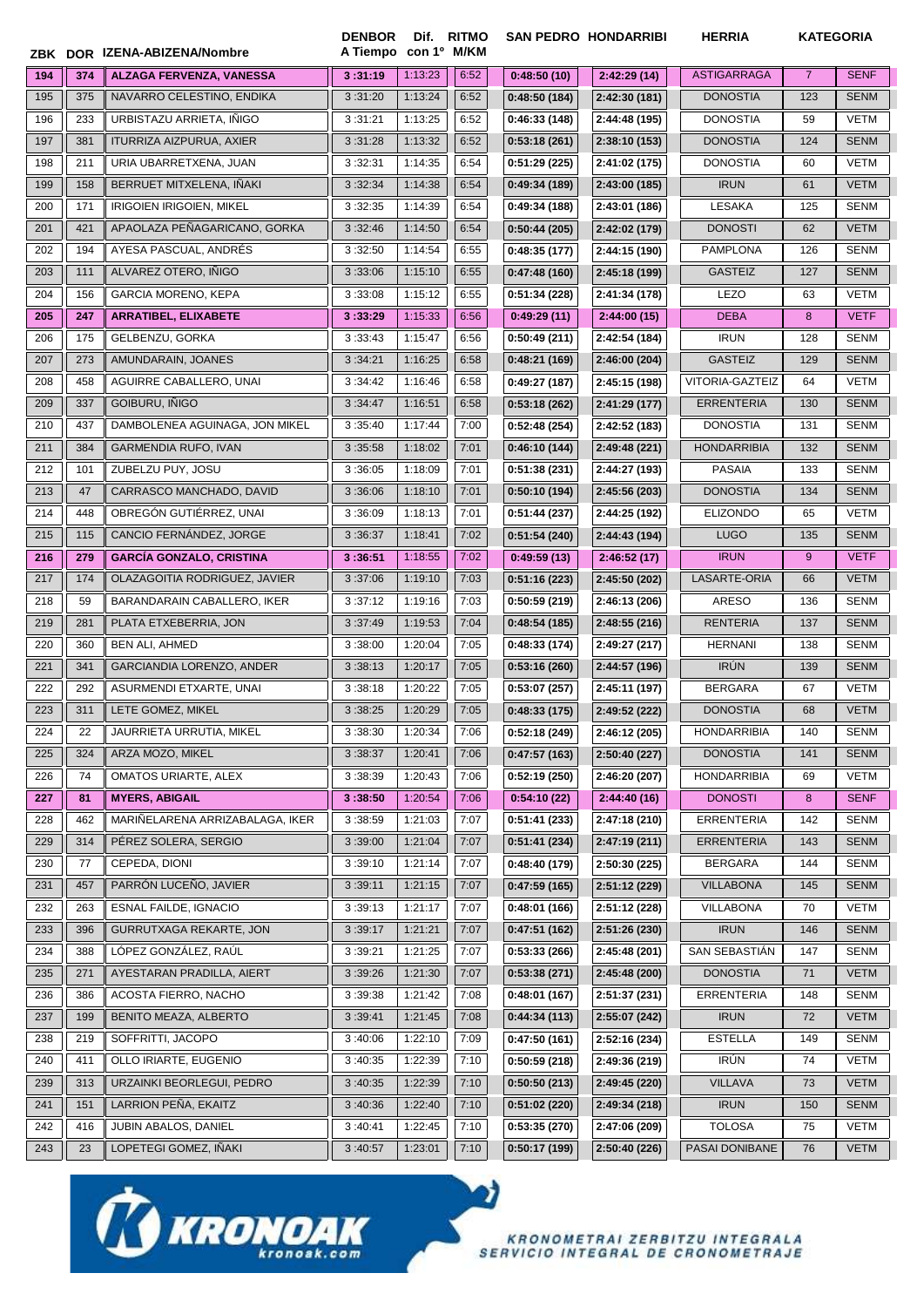| ZBK | DOR | IZENA-ABIZENA/Nombre | DENBOR A Tiempo | Dif. con 1° | RITMO M/KM | SAN PEDRO | HONDARRIBI | HERRIA | KATEGORIA | |
|---|---|---|---|---|---|---|---|---|---|---|
| **194** | **374** | **ALZAGA FERVENZA, VANESSA** | **3 :31:19** | 1:13:23 | 6:52 | **0:48:50 (10)** | **2:42:29 (14)** | ASTIGARRAGA | 7 | SENF |
| 195 | 375 | NAVARRO CELESTINO, ENDIKA | 3 :31:20 | 1:13:24 | 6:52 | **0:48:50 (184)** | **2:42:30 (181)** | DONOSTIA | 123 | SENM |
| 196 | 233 | URBISTAZU ARRIETA, IÑIGO | 3 :31:21 | 1:13:25 | 6:52 | **0:46:33 (148)** | **2:44:48 (195)** | DONOSTIA | 59 | VETM |
| 197 | 381 | ITURRIZA AIZPURUA, AXIER | 3 :31:28 | 1:13:32 | 6:52 | **0:53:18 (261)** | **2:38:10 (153)** | DONOSTIA | 124 | SENM |
| 198 | 211 | URIA UBARRETXENA, JUAN | 3 :32:31 | 1:14:35 | 6:54 | **0:51:29 (225)** | **2:41:02 (175)** | DONOSTIA | 60 | VETM |
| 199 | 158 | BERRUET MITXELENA, IÑAKI | 3 :32:34 | 1:14:38 | 6:54 | **0:49:34 (189)** | **2:43:00 (185)** | IRUN | 61 | VETM |
| 200 | 171 | IRIGOIEN IRIGOIEN, MIKEL | 3 :32:35 | 1:14:39 | 6:54 | **0:49:34 (188)** | **2:43:01 (186)** | LESAKA | 125 | SENM |
| 201 | 421 | APAOLAZA PEÑAGARICANO, GORKA | 3 :32:46 | 1:14:50 | 6:54 | **0:50:44 (205)** | **2:42:02 (179)** | DONOSTI | 62 | VETM |
| 202 | 194 | AYESA PASCUAL, ANDRÉS | 3 :32:50 | 1:14:54 | 6:55 | **0:48:35 (177)** | **2:44:15 (190)** | PAMPLONA | 126 | SENM |
| 203 | 111 | ALVAREZ OTERO, IÑIGO | 3 :33:06 | 1:15:10 | 6:55 | **0:47:48 (160)** | **2:45:18 (199)** | GASTEIZ | 127 | SENM |
| 204 | 156 | GARCIA MORENO, KEPA | 3 :33:08 | 1:15:12 | 6:55 | **0:51:34 (228)** | **2:41:34 (178)** | LEZO | 63 | VETM |
| **205** | **247** | **ARRATIBEL, ELIXABETE** | **3 :33:29** | 1:15:33 | 6:56 | **0:49:29 (11)** | **2:44:00 (15)** | DEBA | 8 | VETF |
| 206 | 175 | GELBENZU, GORKA | 3 :33:43 | 1:15:47 | 6:56 | **0:50:49 (211)** | **2:42:54 (184)** | IRUN | 128 | SENM |
| 207 | 273 | AMUNDARAIN, JOANES | 3 :34:21 | 1:16:25 | 6:58 | **0:48:21 (169)** | **2:46:00 (204)** | GASTEIZ | 129 | SENM |
| 208 | 458 | AGUIRRE CABALLERO, UNAI | 3 :34:42 | 1:16:46 | 6:58 | **0:49:27 (187)** | **2:45:15 (198)** | VITORIA-GAZTEIZ | 64 | VETM |
| 209 | 337 | GOIBURU, IÑIGO | 3 :34:47 | 1:16:51 | 6:58 | **0:53:18 (262)** | **2:41:29 (177)** | ERRENTERIA | 130 | SENM |
| 210 | 437 | DAMBOLENEA AGUINAGA, JON MIKEL | 3 :35:40 | 1:17:44 | 7:00 | **0:52:48 (254)** | **2:42:52 (183)** | DONOSTIA | 131 | SENM |
| 211 | 384 | GARMENDIA RUFO, IVAN | 3 :35:58 | 1:18:02 | 7:01 | **0:46:10 (144)** | **2:49:48 (221)** | HONDARRIBIA | 132 | SENM |
| 212 | 101 | ZUBELZU PUY, JOSU | 3 :36:05 | 1:18:09 | 7:01 | **0:51:38 (231)** | **2:44:27 (193)** | PASAIA | 133 | SENM |
| 213 | 47 | CARRASCO MANCHADO, DAVID | 3 :36:06 | 1:18:10 | 7:01 | **0:50:10 (194)** | **2:45:56 (203)** | DONOSTIA | 134 | SENM |
| 214 | 448 | OBREGÓN GUTIÉRREZ, UNAI | 3 :36:09 | 1:18:13 | 7:01 | **0:51:44 (237)** | **2:44:25 (192)** | ELIZONDO | 65 | VETM |
| 215 | 115 | CANCIO FERNÁNDEZ, JORGE | 3 :36:37 | 1:18:41 | 7:02 | **0:51:54 (240)** | **2:44:43 (194)** | LUGO | 135 | SENM |
| **216** | **279** | **GARCÍA GONZALO, CRISTINA** | **3 :36:51** | 1:18:55 | 7:02 | **0:49:59 (13)** | **2:46:52 (17)** | IRUN | 9 | VETF |
| 217 | 174 | OLAZAGOITIA RODRIGUEZ, JAVIER | 3 :37:06 | 1:19:10 | 7:03 | **0:51:16 (223)** | **2:45:50 (202)** | LASARTE-ORIA | 66 | VETM |
| 218 | 59 | BARANDARAIN CABALLERO, IKER | 3 :37:12 | 1:19:16 | 7:03 | **0:50:59 (219)** | **2:46:13 (206)** | ARESO | 136 | SENM |
| 219 | 281 | PLATA ETXEBERRIA, JON | 3 :37:49 | 1:19:53 | 7:04 | **0:48:54 (185)** | **2:48:55 (216)** | RENTERIA | 137 | SENM |
| 220 | 360 | BEN ALI, AHMED | 3 :38:00 | 1:20:04 | 7:05 | **0:48:33 (174)** | **2:49:27 (217)** | HERNANI | 138 | SENM |
| 221 | 341 | GARCIANDIA LORENZO, ANDER | 3 :38:13 | 1:20:17 | 7:05 | **0:53:16 (260)** | **2:44:57 (196)** | IRÚN | 139 | SENM |
| 222 | 292 | ASURMENDI ETXARTE, UNAI | 3 :38:18 | 1:20:22 | 7:05 | **0:53:07 (257)** | **2:45:11 (197)** | BERGARA | 67 | VETM |
| 223 | 311 | LETE GOMEZ, MIKEL | 3 :38:25 | 1:20:29 | 7:05 | **0:48:33 (175)** | **2:49:52 (222)** | DONOSTIA | 68 | VETM |
| 224 | 22 | JAURRIETA URRUTIA, MIKEL | 3 :38:30 | 1:20:34 | 7:06 | **0:52:18 (249)** | **2:46:12 (205)** | HONDARRIBIA | 140 | SENM |
| 225 | 324 | ARZA MOZO, MIKEL | 3 :38:37 | 1:20:41 | 7:06 | **0:47:57 (163)** | **2:50:40 (227)** | DONOSTIA | 141 | SENM |
| 226 | 74 | OMATOS URIARTE, ALEX | 3 :38:39 | 1:20:43 | 7:06 | **0:52:19 (250)** | **2:46:20 (207)** | HONDARRIBIA | 69 | VETM |
| **227** | **81** | **MYERS, ABIGAIL** | **3 :38:50** | 1:20:54 | 7:06 | **0:54:10 (22)** | **2:44:40 (16)** | DONOSTI | 8 | SENF |
| 228 | 462 | MARIÑELARENA ARRIZABALAGA, IKER | 3 :38:59 | 1:21:03 | 7:07 | **0:51:41 (233)** | **2:47:18 (210)** | ERRENTERIA | 142 | SENM |
| 229 | 314 | PÉREZ SOLERA, SERGIO | 3 :39:00 | 1:21:04 | 7:07 | **0:51:41 (234)** | **2:47:19 (211)** | ERRENTERIA | 143 | SENM |
| 230 | 77 | CEPEDA, DIONI | 3 :39:10 | 1:21:14 | 7:07 | **0:48:40 (179)** | **2:50:30 (225)** | BERGARA | 144 | SENM |
| 231 | 457 | PARRÓN LUCEÑO, JAVIER | 3 :39:11 | 1:21:15 | 7:07 | **0:47:59 (165)** | **2:51:12 (229)** | VILLABONA | 145 | SENM |
| 232 | 263 | ESNAL FAILDE, IGNACIO | 3 :39:13 | 1:21:17 | 7:07 | **0:48:01 (166)** | **2:51:12 (228)** | VILLABONA | 70 | VETM |
| 233 | 396 | GURRUTXAGA REKARTE, JON | 3 :39:17 | 1:21:21 | 7:07 | **0:47:51 (162)** | **2:51:26 (230)** | IRUN | 146 | SENM |
| 234 | 388 | LÓPEZ GONZÁLEZ, RAÚL | 3 :39:21 | 1:21:25 | 7:07 | **0:53:33 (266)** | **2:45:48 (201)** | SAN SEBASTIÁN | 147 | SENM |
| 235 | 271 | AYESTARAN PRADILLA, AIERT | 3 :39:26 | 1:21:30 | 7:07 | **0:53:38 (271)** | **2:45:48 (200)** | DONOSTIA | 71 | VETM |
| 236 | 386 | ACOSTA FIERRO, NACHO | 3 :39:38 | 1:21:42 | 7:08 | **0:48:01 (167)** | **2:51:37 (231)** | ERRENTERIA | 148 | SENM |
| 237 | 199 | BENITO MEAZA, ALBERTO | 3 :39:41 | 1:21:45 | 7:08 | **0:44:34 (113)** | **2:55:07 (242)** | IRUN | 72 | VETM |
| 238 | 219 | SOFFRITTI, JACOPO | 3 :40:06 | 1:22:10 | 7:09 | **0:47:50 (161)** | **2:52:16 (234)** | ESTELLA | 149 | SENM |
| 240 | 411 | OLLO IRIARTE, EUGENIO | 3 :40:35 | 1:22:39 | 7:10 | **0:50:59 (218)** | **2:49:36 (219)** | IRÚN | 74 | VETM |
| 239 | 313 | URZAINKI BEORLEGUI, PEDRO | 3 :40:35 | 1:22:39 | 7:10 | **0:50:50 (213)** | **2:49:45 (220)** | VILLAVA | 73 | VETM |
| 241 | 151 | LARRION PEÑA, EKAITZ | 3 :40:36 | 1:22:40 | 7:10 | **0:51:02 (220)** | **2:49:34 (218)** | IRUN | 150 | SENM |
| 242 | 416 | JUBIN ABALOS, DANIEL | 3 :40:41 | 1:22:45 | 7:10 | **0:53:35 (270)** | **2:47:06 (209)** | TOLOSA | 75 | VETM |
| 243 | 23 | LOPETEGI GOMEZ, IÑAKI | 3 :40:57 | 1:23:01 | 7:10 | **0:50:17 (199)** | **2:50:40 (226)** | PASAI DONIBANE | 76 | VETM |

KRONOAK kronoak.com

KRONOMETRAI ZERBITZU INTEGRALA
SERVICIO INTEGRAL DE CRONOMETRAJE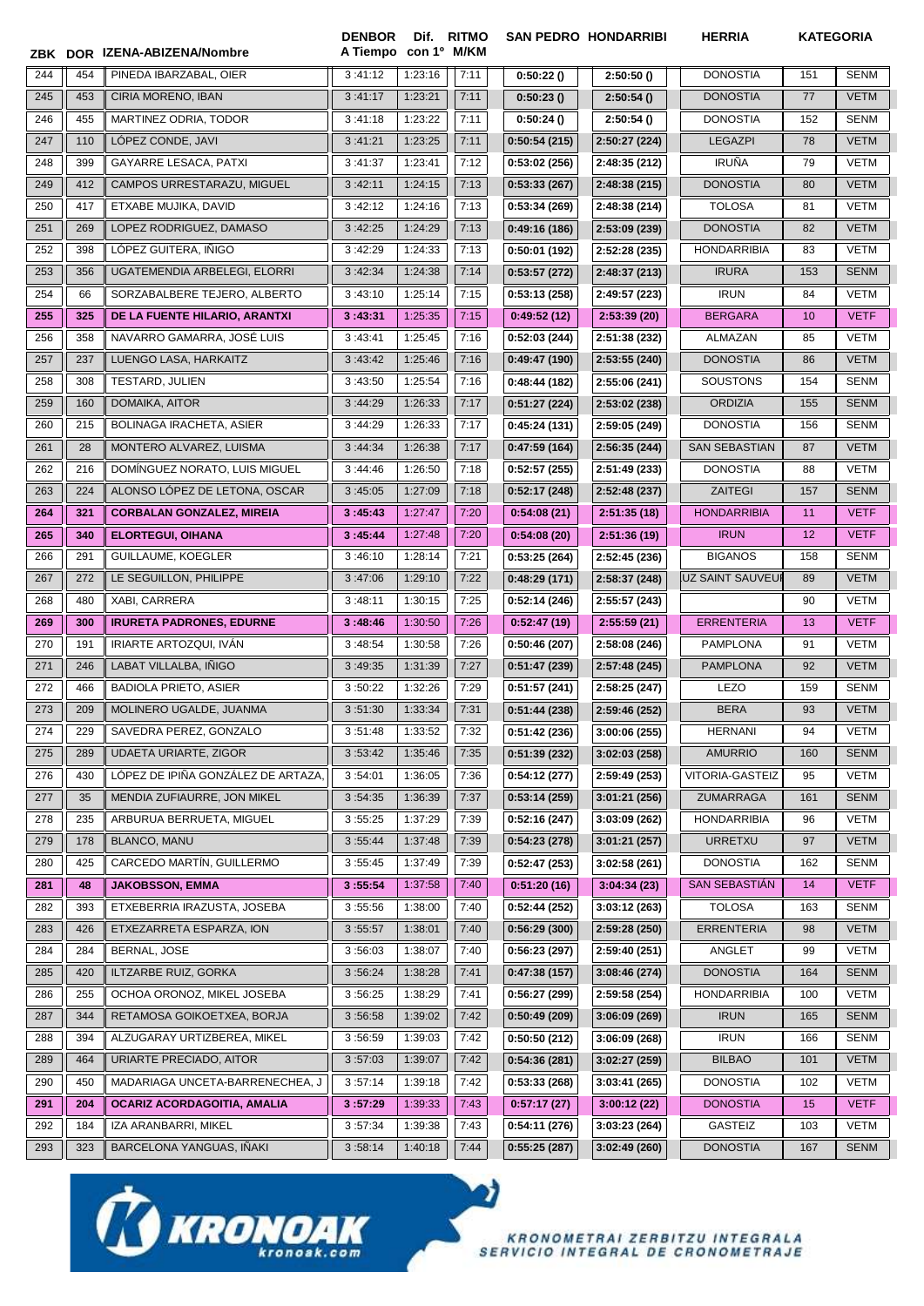| ZBK | DOR | IZENA-ABIZENA/Nombre | DENBOR A Tiempo | Dif. con 1º | RITMO M/KM | SAN PEDRO | HONDARRIBI | HERRIA | KATEGORIA | |
|---|---|---|---|---|---|---|---|---|---|---|
| 244 | 454 | PINEDA IBARZABAL, OIER | 3 :41:12 | 1:23:16 | 7:11 | 0:50:22 () | 2:50:50 () | DONOSTIA | 151 | SENM |
| 245 | 453 | CIRIA MORENO, IBAN | 3 :41:17 | 1:23:21 | 7:11 | 0:50:23 () | 2:50:54 () | DONOSTIA | 77 | VETM |
| 246 | 455 | MARTINEZ ODRIA, TODOR | 3 :41:18 | 1:23:22 | 7:11 | 0:50:24 () | 2:50:54 () | DONOSTIA | 152 | SENM |
| 247 | 110 | LÓPEZ CONDE, JAVI | 3 :41:21 | 1:23:25 | 7:11 | 0:50:54 (215) | 2:50:27 (224) | LEGAZPI | 78 | VETM |
| 248 | 399 | GAYARRE LESACA, PATXI | 3 :41:37 | 1:23:41 | 7:12 | 0:53:02 (256) | 2:48:35 (212) | IRUÑA | 79 | VETM |
| 249 | 412 | CAMPOS URRESTARAZU, MIGUEL | 3 :42:11 | 1:24:15 | 7:13 | 0:53:33 (267) | 2:48:38 (215) | DONOSTIA | 80 | VETM |
| 250 | 417 | ETXABE MUJIKA, DAVID | 3 :42:12 | 1:24:16 | 7:13 | 0:53:34 (269) | 2:48:38 (214) | TOLOSA | 81 | VETM |
| 251 | 269 | LOPEZ RODRIGUEZ, DAMASO | 3 :42:25 | 1:24:29 | 7:13 | 0:49:16 (186) | 2:53:09 (239) | DONOSTIA | 82 | VETM |
| 252 | 398 | LÓPEZ GUITERA, IÑIGO | 3 :42:29 | 1:24:33 | 7:13 | 0:50:01 (192) | 2:52:28 (235) | HONDARRIBIA | 83 | VETM |
| 253 | 356 | UGATEMENDIA ARBELEGI, ELORRI | 3 :42:34 | 1:24:38 | 7:14 | 0:53:57 (272) | 2:48:37 (213) | IRURA | 153 | SENM |
| 254 | 66 | SORZABALBERE TEJERO, ALBERTO | 3 :43:10 | 1:25:14 | 7:15 | 0:53:13 (258) | 2:49:57 (223) | IRUN | 84 | VETM |
| **255** | **325** | **DE LA FUENTE HILARIO, ARANTXI** | **3 :43:31** | 1:25:35 | 7:15 | **0:49:52 (12)** | **2:53:39 (20)** | BERGARA | 10 | VETF |
| 256 | 358 | NAVARRO GAMARRA, JOSÉ LUIS | 3 :43:41 | 1:25:45 | 7:16 | 0:52:03 (244) | 2:51:38 (232) | ALMAZAN | 85 | VETM |
| 257 | 237 | LUENGO LASA, HARKAITZ | 3 :43:42 | 1:25:46 | 7:16 | 0:49:47 (190) | 2:53:55 (240) | DONOSTIA | 86 | VETM |
| 258 | 308 | TESTARD, JULIEN | 3 :43:50 | 1:25:54 | 7:16 | 0:48:44 (182) | 2:55:06 (241) | SOUSTONS | 154 | SENM |
| 259 | 160 | DOMAIKA, AITOR | 3 :44:29 | 1:26:33 | 7:17 | 0:51:27 (224) | 2:53:02 (238) | ORDIZIA | 155 | SENM |
| 260 | 215 | BOLINAGA IRACHETA, ASIER | 3 :44:29 | 1:26:33 | 7:17 | 0:45:24 (131) | 2:59:05 (249) | DONOSTIA | 156 | SENM |
| 261 | 28 | MONTERO ALVAREZ, LUISMA | 3 :44:34 | 1:26:38 | 7:17 | 0:47:59 (164) | 2:56:35 (244) | SAN SEBASTIAN | 87 | VETM |
| 262 | 216 | DOMÍNGUEZ NORATO, LUIS MIGUEL | 3 :44:46 | 1:26:50 | 7:18 | 0:52:57 (255) | 2:51:49 (233) | DONOSTIA | 88 | VETM |
| 263 | 224 | ALONSO LÓPEZ DE LETONA, OSCAR | 3 :45:05 | 1:27:09 | 7:18 | 0:52:17 (248) | 2:52:48 (237) | ZAITEGI | 157 | SENM |
| **264** | **321** | **CORBALAN GONZALEZ, MIREIA** | **3 :45:43** | 1:27:47 | 7:20 | **0:54:08 (21)** | **2:51:35 (18)** | HONDARRIBIA | 11 | VETF |
| **265** | **340** | **ELORTEGUI, OIHANA** | **3 :45:44** | 1:27:48 | 7:20 | **0:54:08 (20)** | **2:51:36 (19)** | IRUN | 12 | VETF |
| 266 | 291 | GUILLAUME, KOEGLER | 3 :46:10 | 1:28:14 | 7:21 | 0:53:25 (264) | 2:52:45 (236) | BIGANOS | 158 | SENM |
| 267 | 272 | LE SEGUILLON, PHILIPPE | 3 :47:06 | 1:29:10 | 7:22 | 0:48:29 (171) | 2:58:37 (248) | UZ SAINT SAUVEU | 89 | VETM |
| 268 | 480 | XABI, CARRERA | 3 :48:11 | 1:30:15 | 7:25 | 0:52:14 (246) | 2:55:57 (243) | | 90 | VETM |
| **269** | **300** | **IRURETA PADRONES, EDURNE** | **3 :48:46** | 1:30:50 | 7:26 | **0:52:47 (19)** | **2:55:59 (21)** | ERRENTERIA | 13 | VETF |
| 270 | 191 | IRIARTE ARTOZQUI, IVÁN | 3 :48:54 | 1:30:58 | 7:26 | 0:50:46 (207) | 2:58:08 (246) | PAMPLONA | 91 | VETM |
| 271 | 246 | LABAT VILLALBA, IÑIGO | 3 :49:35 | 1:31:39 | 7:27 | 0:51:47 (239) | 2:57:48 (245) | PAMPLONA | 92 | VETM |
| 272 | 466 | BADIOLA PRIETO, ASIER | 3 :50:22 | 1:32:26 | 7:29 | 0:51:57 (241) | 2:58:25 (247) | LEZO | 159 | SENM |
| 273 | 209 | MOLINERO UGALDE, JUANMA | 3 :51:30 | 1:33:34 | 7:31 | 0:51:44 (238) | 2:59:46 (252) | BERA | 93 | VETM |
| 274 | 229 | SAVEDRA PEREZ, GONZALO | 3 :51:48 | 1:33:52 | 7:32 | 0:51:42 (236) | 3:00:06 (255) | HERNANI | 94 | VETM |
| 275 | 289 | UDAETA URIARTE, ZIGOR | 3 :53:42 | 1:35:46 | 7:35 | 0:51:39 (232) | 3:02:03 (258) | AMURRIO | 160 | SENM |
| 276 | 430 | LÓPEZ DE IPIÑA GONZÁLEZ DE ARTAZA, | 3 :54:01 | 1:36:05 | 7:36 | 0:54:12 (277) | 2:59:49 (253) | VITORIA-GASTEIZ | 95 | VETM |
| 277 | 35 | MENDIA ZUFIAURRE, JON MIKEL | 3 :54:35 | 1:36:39 | 7:37 | 0:53:14 (259) | 3:01:21 (256) | ZUMARRAGA | 161 | SENM |
| 278 | 235 | ARBURUA BERRUETA, MIGUEL | 3 :55:25 | 1:37:29 | 7:39 | 0:52:16 (247) | 3:03:09 (262) | HONDARRIBIA | 96 | VETM |
| 279 | 178 | BLANCO, MANU | 3 :55:44 | 1:37:48 | 7:39 | 0:54:23 (278) | 3:01:21 (257) | URRETXU | 97 | VETM |
| 280 | 425 | CARCEDO MARTÍN, GUILLERMO | 3 :55:45 | 1:37:49 | 7:39 | 0:52:47 (253) | 3:02:58 (261) | DONOSTIA | 162 | SENM |
| **281** | **48** | **JAKOBSSON, EMMA** | **3 :55:54** | 1:37:58 | 7:40 | **0:51:20 (16)** | **3:04:34 (23)** | SAN SEBASTIÁN | 14 | VETF |
| 282 | 393 | ETXEBERRIA IRAZUSTA, JOSEBA | 3 :55:56 | 1:38:00 | 7:40 | 0:52:44 (252) | 3:03:12 (263) | TOLOSA | 163 | SENM |
| 283 | 426 | ETXEZARRETA ESPARZA, ION | 3 :55:57 | 1:38:01 | 7:40 | 0:56:29 (300) | 2:59:28 (250) | ERRENTERIA | 98 | VETM |
| 284 | 284 | BERNAL, JOSE | 3 :56:03 | 1:38:07 | 7:40 | 0:56:23 (297) | 2:59:40 (251) | ANGLET | 99 | VETM |
| 285 | 420 | ILTZARBE RUIZ, GORKA | 3 :56:24 | 1:38:28 | 7:41 | 0:47:38 (157) | 3:08:46 (274) | DONOSTIA | 164 | SENM |
| 286 | 255 | OCHOA ORONOZ, MIKEL JOSEBA | 3 :56:25 | 1:38:29 | 7:41 | 0:56:27 (299) | 2:59:58 (254) | HONDARRIBIA | 100 | VETM |
| 287 | 344 | RETAMOSA GOIKOETXEA, BORJA | 3 :56:58 | 1:39:02 | 7:42 | 0:50:49 (209) | 3:06:09 (269) | IRUN | 165 | SENM |
| 288 | 394 | ALZUGARAY URTIZBEREA, MIKEL | 3 :56:59 | 1:39:03 | 7:42 | 0:50:50 (212) | 3:06:09 (268) | IRUN | 166 | SENM |
| 289 | 464 | URIARTE PRECIADO, AITOR | 3 :57:03 | 1:39:07 | 7:42 | 0:54:36 (281) | 3:02:27 (259) | BILBAO | 101 | VETM |
| 290 | 450 | MADARIAGA UNCETA-BARRENECHEA, J | 3 :57:14 | 1:39:18 | 7:42 | 0:53:33 (268) | 3:03:41 (265) | DONOSTIA | 102 | VETM |
| **291** | **204** | **OCARIZ ACORDAGOITIA, AMALIA** | **3 :57:29** | 1:39:33 | 7:43 | **0:57:17 (27)** | **3:00:12 (22)** | DONOSTIA | 15 | VETF |
| 292 | 184 | IZA ARANBARRI, MIKEL | 3 :57:34 | 1:39:38 | 7:43 | 0:54:11 (276) | 3:03:23 (264) | GASTEIZ | 103 | VETM |
| 293 | 323 | BARCELONA YANGUAS, IÑAKI | 3 :58:14 | 1:40:18 | 7:44 | 0:55:25 (287) | 3:02:49 (260) | DONOSTIA | 167 | SENM |

KRONOAK kronoak.com

KRONOMETRAI ZERBITZU INTEGRALA
SERVICIO INTEGRAL DE CRONOMETRAJE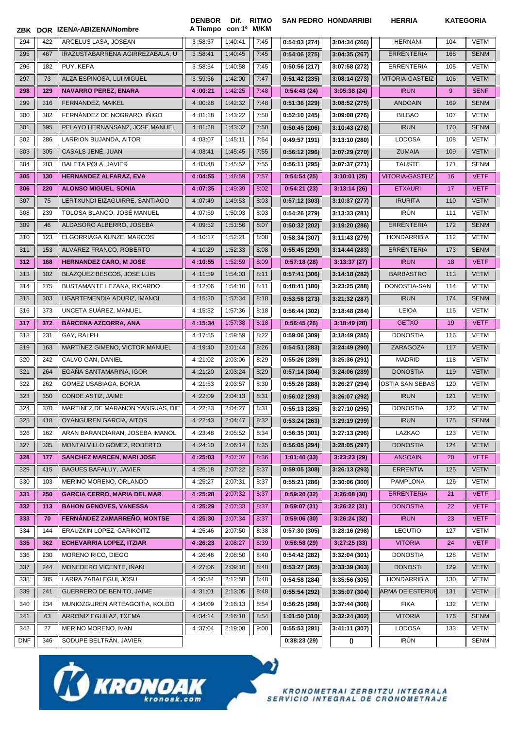| ZBK | DOR | IZENA-ABIZENA/Nombre | DENBOR A Tiempo | Dif. con 1º | RITMO M/KM | SAN PEDRO | HONDARRIBI | HERRIA | KATEGORIA | |
|---|---|---|---|---|---|---|---|---|---|---|
| 294 | 422 | ARCELUS LASA, JOSEAN | 3 :58:37 | 1:40:41 | 7:45 | 0:54:03 (274) | 3:04:34 (266) | HERNANI | 104 | VETM |
| 295 | 467 | IRAZUSTABARRENA AGIRREZABALA, U | 3 :58:41 | 1:40:45 | 7:45 | 0:54:06 (275) | 3:04:35 (267) | ERRENTERIA | 168 | SENM |
| 296 | 182 | PUY, KEPA | 3 :58:54 | 1:40:58 | 7:45 | 0:50:56 (217) | 3:07:58 (272) | ERRENTERIA | 105 | VETM |
| 297 | 73 | ALZA ESPINOSA, LUI MIGUEL | 3 :59:56 | 1:42:00 | 7:47 | 0:51:42 (235) | 3:08:14 (273) | VITORIA-GASTEIZ | 106 | VETM |
| **298** | **129** | **NAVARRO PEREZ, ENARA** | **4 :00:21** | 1:42:25 | 7:48 | **0:54:43 (24)** | **3:05:38 (24)** | IRUN | 9 | SENF |
| 299 | 316 | FERNANDEZ, MAIKEL | 4 :00:28 | 1:42:32 | 7:48 | 0:51:36 (229) | 3:08:52 (275) | ANDOAIN | 169 | SENM |
| 300 | 382 | FERNÁNDEZ DE NOGRARO, IÑIGO | 4 :01:18 | 1:43:22 | 7:50 | 0:52:10 (245) | 3:09:08 (276) | BILBAO | 107 | VETM |
| 301 | 395 | PELAYO HERNANSANZ, JOSE MANUEL | 4 :01:28 | 1:43:32 | 7:50 | 0:50:45 (206) | 3:10:43 (278) | IRUN | 170 | SENM |
| 302 | 286 | LARRION BUJANDA, AITOR | 4 :03:07 | 1:45:11 | 7:54 | 0:49:57 (191) | 3:13:10 (280) | LODOSA | 108 | VETM |
| 303 | 305 | CASALS JENÉ, JUAN | 4 :03:41 | 1:45:45 | 7:55 | 0:56:12 (296) | 3:07:29 (270) | ZUMAIA | 109 | VETM |
| 304 | 283 | BALETA POLA, JAVIER | 4 :03:48 | 1:45:52 | 7:55 | 0:56:11 (295) | 3:07:37 (271) | TAUSTE | 171 | SENM |
| **305** | **130** | **HERNANDEZ ALFARAZ, EVA** | **4 :04:55** | 1:46:59 | 7:57 | **0:54:54 (25)** | **3:10:01 (25)** | VITORIA-GASTEIZ | 16 | VETF |
| **306** | **220** | **ALONSO MIGUEL, SONIA** | **4 :07:35** | 1:49:39 | 8:02 | **0:54:21 (23)** | **3:13:14 (26)** | ETXAURI | 17 | VETF |
| 307 | 75 | LERTXUNDI EIZAGUIRRE, SANTIAGO | 4 :07:49 | 1:49:53 | 8:03 | 0:57:12 (303) | 3:10:37 (277) | IRURITA | 110 | VETM |
| 308 | 239 | TOLOSA BLANCO, JOSÉ MANUEL | 4 :07:59 | 1:50:03 | 8:03 | 0:54:26 (279) | 3:13:33 (281) | IRÚN | 111 | VETM |
| 309 | 46 | ALDASORO ALBERRO, JOSEBA | 4 :09:52 | 1:51:56 | 8:07 | 0:50:32 (202) | 3:19:20 (286) | ERRENTERIA | 172 | SENM |
| 310 | 123 | ELGORRIAGA KUNZE, MARCOS | 4 :10:17 | 1:52:21 | 8:08 | 0:58:34 (307) | 3:11:43 (279) | HONDARRIBIA | 112 | VETM |
| 311 | 153 | ALVAREZ FRANCO, ROBERTO | 4 :10:29 | 1:52:33 | 8:08 | 0:55:45 (290) | 3:14:44 (283) | ERRENTERIA | 173 | SENM |
| **312** | **168** | **HERNANDEZ CARO, M JOSE** | **4 :10:55** | 1:52:59 | 8:09 | **0:57:18 (28)** | **3:13:37 (27)** | IRUN | 18 | VETF |
| 313 | 102 | BLAZQUEZ BESCOS, JOSE LUIS | 4 :11:59 | 1:54:03 | 8:11 | 0:57:41 (306) | 3:14:18 (282) | BARBASTRO | 113 | VETM |
| 314 | 275 | BUSTAMANTE LEZANA, RICARDO | 4 :12:06 | 1:54:10 | 8:11 | 0:48:41 (180) | 3:23:25 (288) | DONOSTIA-SAN | 114 | VETM |
| 315 | 303 | UGARTEMENDIA ADURIZ, IMANOL | 4 :15:30 | 1:57:34 | 8:18 | 0:53:58 (273) | 3:21:32 (287) | IRUN | 174 | SENM |
| 316 | 373 | UNCETA SUÁREZ, MANUEL | 4 :15:32 | 1:57:36 | 8:18 | 0:56:44 (302) | 3:18:48 (284) | LEIOA | 115 | VETM |
| **317** | **372** | **BÁRCENA AZCORRA, ANA** | **4 :15:34** | 1:57:38 | 8:18 | **0:56:45 (26)** | **3:18:49 (28)** | GETXO | 19 | VETF |
| 318 | 231 | GAY, RALPH | 4 :17:55 | 1:59:59 | 8:22 | 0:59:06 (309) | 3:18:49 (285) | DONOSTIA | 116 | VETM |
| 319 | 163 | MARTÍNEZ GIMENO, VICTOR MANUEL | 4 :19:40 | 2:01:44 | 8:26 | 0:54:51 (283) | 3:24:49 (290) | ZARAGOZA | 117 | VETM |
| 320 | 242 | CALVO GAN, DANIEL | 4 :21:02 | 2:03:06 | 8:29 | 0:55:26 (289) | 3:25:36 (291) | MADRID | 118 | VETM |
| 321 | 264 | EGAÑA SANTAMARINA, IGOR | 4 :21:20 | 2:03:24 | 8:29 | 0:57:14 (304) | 3:24:06 (289) | DONOSTIA | 119 | VETM |
| 322 | 262 | GOMEZ USABIAGA, BORJA | 4 :21:53 | 2:03:57 | 8:30 | 0:55:26 (288) | 3:26:27 (294) | DONOSTIA SAN SEBAS | 120 | VETM |
| 323 | 350 | CONDE ASTIZ, JAIME | 4 :22:09 | 2:04:13 | 8:31 | 0:56:02 (293) | 3:26:07 (292) | IRUN | 121 | VETM |
| 324 | 370 | MARTINEZ DE MARANON YANGUAS, DIE | 4 :22:23 | 2:04:27 | 8:31 | 0:55:13 (285) | 3:27:10 (295) | DONOSTIA | 122 | VETM |
| 325 | 418 | OYANGUREN GARCIA, AITOR | 4 :22:43 | 2:04:47 | 8:32 | 0:53:24 (263) | 3:29:19 (299) | IRUN | 175 | SENM |
| 326 | 162 | ARAN BARANDIARAN, JOSEBA IMANOL | 4 :23:48 | 2:05:52 | 8:34 | 0:56:35 (301) | 3:27:13 (296) | LAZKAO | 123 | VETM |
| 327 | 335 | MONTALVILLO GÓMEZ, ROBERTO | 4 :24:10 | 2:06:14 | 8:35 | 0:56:05 (294) | 3:28:05 (297) | DONOSTIA | 124 | VETM |
| **328** | **177** | **SANCHEZ MARCEN, MARI JOSE** | **4 :25:03** | 2:07:07 | 8:36 | **1:01:40 (33)** | **3:23:23 (29)** | ANSOAIN | 20 | VETF |
| 329 | 415 | BAGUES BAFALUY, JAVIER | 4 :25:18 | 2:07:22 | 8:37 | 0:59:05 (308) | 3:26:13 (293) | ERRENTIA | 125 | VETM |
| 330 | 103 | MERINO MORENO, ORLANDO | 4 :25:27 | 2:07:31 | 8:37 | 0:55:21 (286) | 3:30:06 (300) | PAMPLONA | 126 | VETM |
| **331** | **250** | **GARCIA CERRO, MARIA DEL MAR** | **4 :25:28** | 2:07:32 | 8:37 | **0:59:20 (32)** | **3:26:08 (30)** | ERRENTERIA | 21 | VETF |
| **332** | **113** | **BAHON GENOVES, VANESSA** | **4 :25:29** | 2:07:33 | 8:37 | **0:59:07 (31)** | **3:26:22 (31)** | DONOSTIA | 22 | VETF |
| **333** | **70** | **FERNÁNDEZ ZAMARREÑO, MONTSE** | **4 :25:30** | 2:07:34 | 8:37 | **0:59:06 (30)** | **3:26:24 (32)** | IRUN | 23 | VETF |
| 334 | 144 | ERAUZKIN LOPEZ, GARIKOITZ | 4 :25:46 | 2:07:50 | 8:38 | 0:57:30 (305) | 3:28:16 (298) | LEGUTIO | 127 | VETM |
| **335** | **362** | **ECHEVARRIA LOPEZ, ITZIAR** | **4 :26:23** | 2:08:27 | 8:39 | **0:58:58 (29)** | **3:27:25 (33)** | VITORIA | 24 | VETF |
| 336 | 230 | MORENO RICO, DIEGO | 4 :26:46 | 2:08:50 | 8:40 | 0:54:42 (282) | 3:32:04 (301) | DONOSTIA | 128 | VETM |
| 337 | 244 | MONEDERO VICENTE, IÑAKI | 4 :27:06 | 2:09:10 | 8:40 | 0:53:27 (265) | 3:33:39 (303) | DONOSTI | 129 | VETM |
| 338 | 385 | LARRA ZABALEGUI, JOSU | 4 :30:54 | 2:12:58 | 8:48 | 0:54:58 (284) | 3:35:56 (305) | HONDARRIBIA | 130 | VETM |
| 339 | 241 | GUERRERO DE BENITO, JAIME | 4 :31:01 | 2:13:05 | 8:48 | 0:55:54 (292) | 3:35:07 (304) | ARMA DE ESTERUE | 131 | VETM |
| 340 | 234 | MUNIOZGUREN ARTEAGOITIA, KOLDO | 4 :34:09 | 2:16:13 | 8:54 | 0:56:25 (298) | 3:37:44 (306) | FIKA | 132 | VETM |
| 341 | 63 | ARRONIZ EGUILAZ, TXEMA | 4 :34:14 | 2:16:18 | 8:54 | 1:01:50 (310) | 3:32:24 (302) | VITORIA | 176 | SENM |
| 342 | 27 | MERINO MORENO, IVAN | 4 :37:04 | 2:19:08 | 9:00 | 0:55:53 (291) | 3:41:11 (307) | LODOSA | 133 | VETM |
| DNF | 346 | SODUPE BELTRÁN, JAVIER | | | | 0:38:23 (29) | () | IRÚN | | SENM |

KRONOAK kronoak.com

KRONOMETRAI ZERBITZU INTEGRALA
SERVICIO INTEGRAL DE CRONOMETRAJE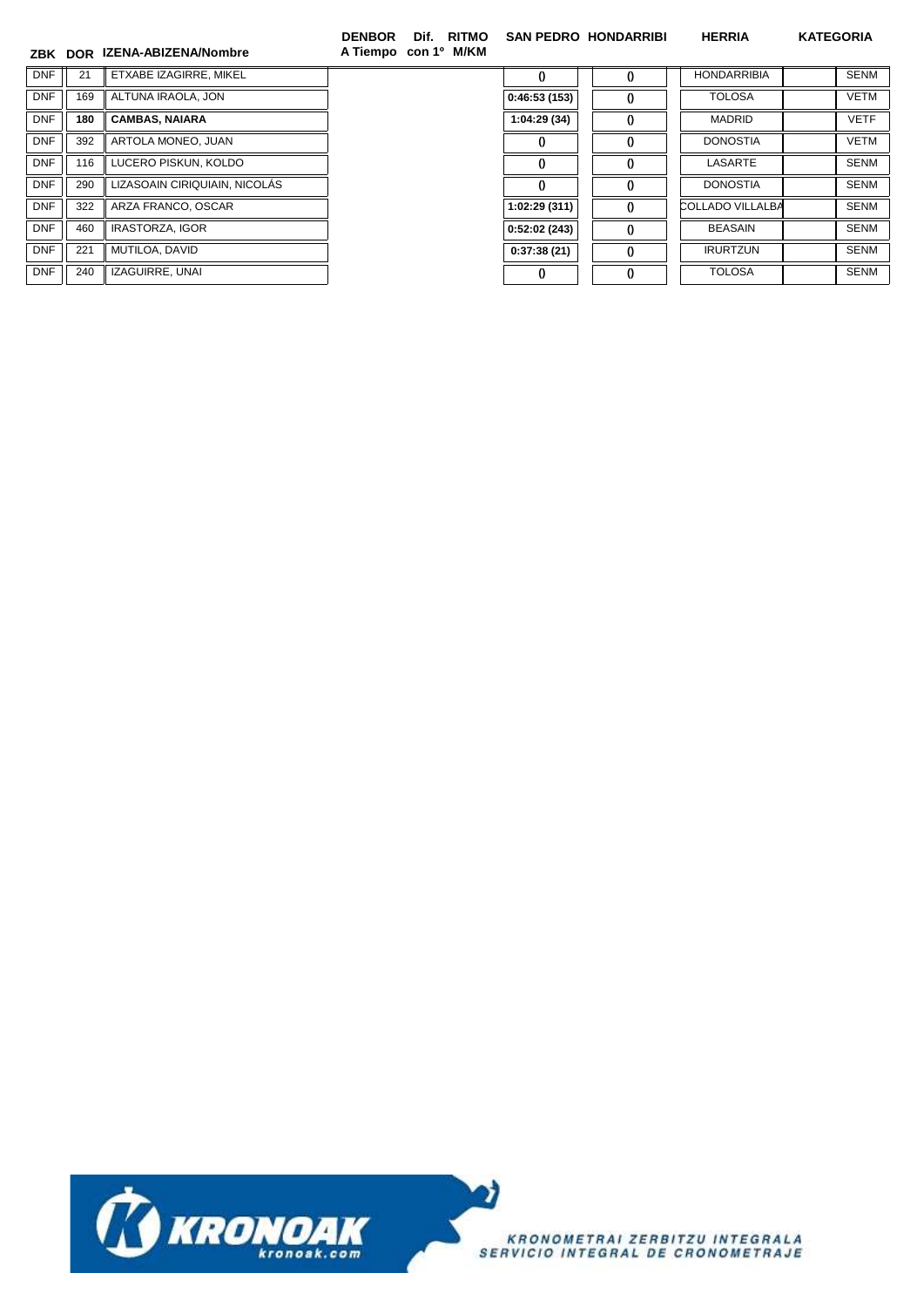| ZBK | DOR | IZENA-ABIZENA/Nombre | DENBOR A Tiempo | Dif. con 1º | RITMO M/KM | SAN PEDRO | HONDARRIBI | HERRIA | | KATEGORIA |
|---|---|---|---|---|---|---|---|---|---|---|
| DNF | 21 | ETXABE IZAGIRRE, MIKEL | | | | () | () | HONDARRIBIA | | SENM |
| DNF | 169 | ALTUNA IRAOLA, JON | | | | 0:46:53 (153) | () | TOLOSA | | VETM |
| DNF | **180** | **CAMBAS, NAIARA** | | | | 1:04:29 (34) | () | MADRID | | VETF |
| DNF | 392 | ARTOLA MONEO, JUAN | | | | () | () | DONOSTIA | | VETM |
| DNF | 116 | LUCERO PISKUN, KOLDO | | | | () | () | LASARTE | | SENM |
| DNF | 290 | LIZASOAIN CIRIQUIAIN, NICOLÁS | | | | () | () | DONOSTIA | | SENM |
| DNF | 322 | ARZA FRANCO, OSCAR | | | | 1:02:29 (311) | () | COLLADO VILLALBA | | SENM |
| DNF | 460 | IRASTORZA, IGOR | | | | 0:52:02 (243) | () | BEASAIN | | SENM |
| DNF | 221 | MUTILOA, DAVID | | | | 0:37:38 (21) | () | IRURTZUN | | SENM |
| DNF | 240 | IZAGUIRRE, UNAI | | | | () | () | TOLOSA | | SENM |

KRONOAK kronoak.com

KRONOMETRAI ZERBITZU INTEGRALA
SERVICIO INTEGRAL DE CRONOMETRAJE